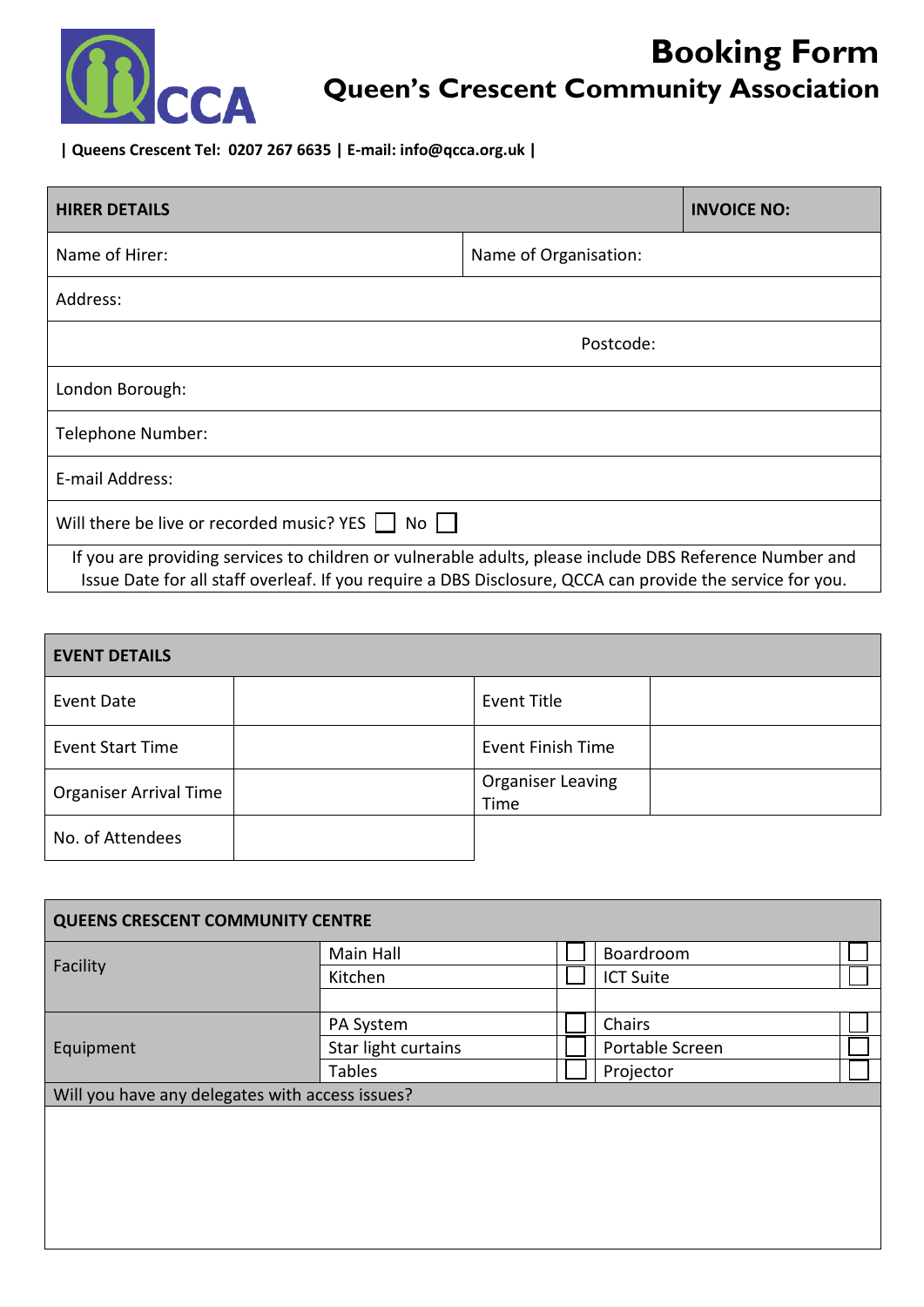# Booking Form

## Queen's Crescent Community Association

**| Queens Crescent Tel: 0207 267 6635 | E-mail: info@qcca.org.uk |**

| **HIRER DETAILS** | | **INVOICE NO:** |
|---|---|---|
| Name of Hirer: | Name of Organisation: | |
| Address: | | |
| | Postcode: | |
| London Borough: | | |
| Telephone Number: | | |
| E-mail Address: | | |
| Will there be live or recorded music? YES ☐ No ☐ | | |
| If you are providing services to children or vulnerable adults, please include DBS Reference Number and Issue Date for all staff overleaf. If you require a DBS Disclosure, QCCA can provide the service for you. | | |

| **EVENT DETAILS** | | | |
|---|---|---|---|
| Event Date | | Event Title | |
| Event Start Time | | Event Finish Time | |
| Organiser Arrival Time | | Organiser Leaving Time | |
| No. of Attendees | | | |

| **QUEENS CRESCENT COMMUNITY CENTRE** | | | | |
|---|---|---|---|---|
| Facility | Main Hall | ☐ | Boardroom | ☐ |
| | Kitchen | ☐ | ICT Suite | ☐ |
| Equipment | PA System | ☐ | Chairs | ☐ |
| | Star light curtains | ☐ | Portable Screen | ☐ |
| | Tables | ☐ | Projector | ☐ |
| Will you have any delegates with access issues? | | | | |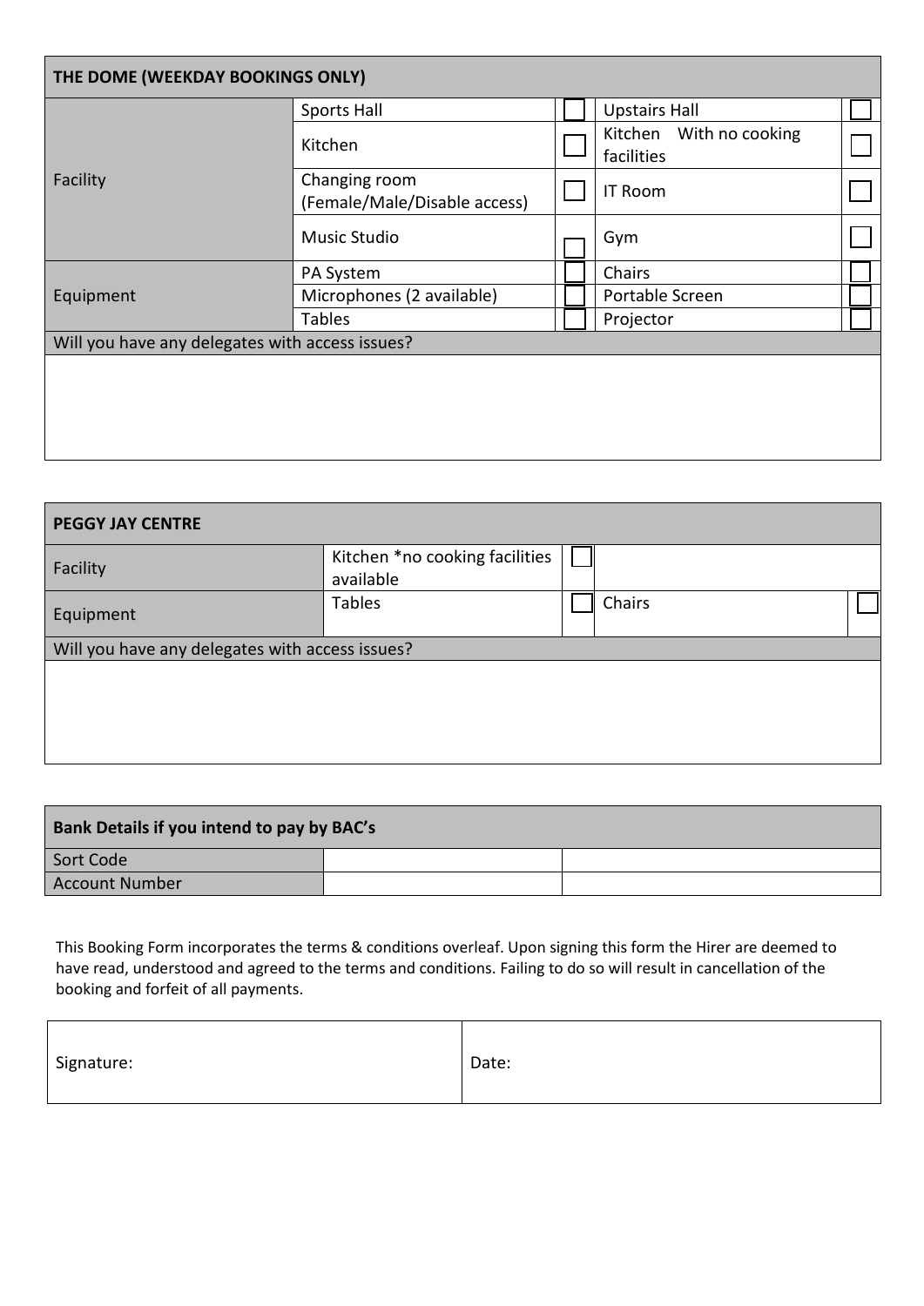| THE DOME (WEEKDAY BOOKINGS ONLY) | | | | |
|---|---|---|---|---|
| Facility | Sports Hall | ☐ | Upstairs Hall | ☐ |
| | Kitchen | ☐ | Kitchen With no cooking facilities | ☐ |
| | Changing room (Female/Male/Disable access) | ☐ | IT Room | ☐ |
| | Music Studio | ☐ | Gym | ☐ |
| Equipment | PA System | ☐ | Chairs | ☐ |
| | Microphones (2 available) | ☐ | Portable Screen | ☐ |
| | Tables | ☐ | Projector | ☐ |
| Will you have any delegates with access issues? | | | | |
| | | | | |

| PEGGY JAY CENTRE | | | | |
|---|---|---|---|---|
| Facility | Kitchen *no cooking facilities available | ☐ | | |
| Equipment | Tables | ☐ | Chairs | ☐ |
| Will you have any delegates with access issues? | | | | |
| | | | | |

| Bank Details if you intend to pay by BAC's | | |
|---|---|---|
| Sort Code | | |
| Account Number | | |

This Booking Form incorporates the terms & conditions overleaf. Upon signing this form the Hirer are deemed to have read, understood and agreed to the terms and conditions. Failing to do so will result in cancellation of the booking and forfeit of all payments.

| Signature: | Date: |
|---|---|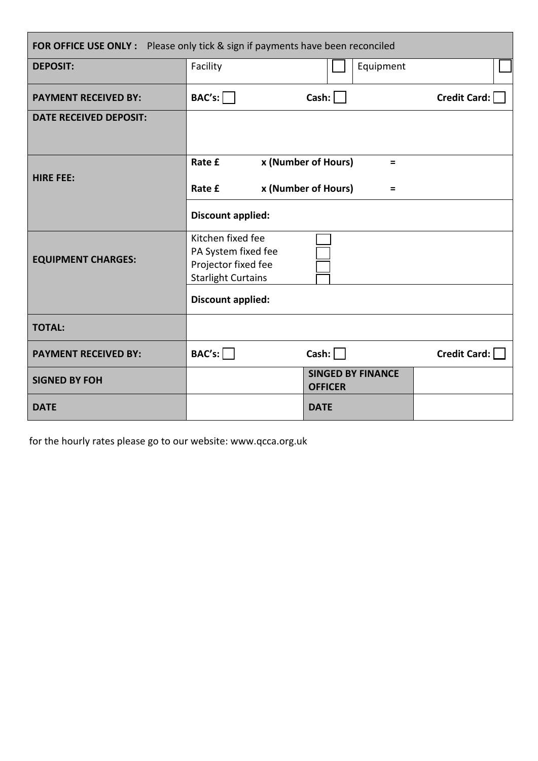| **FOR OFFICE USE ONLY :** Please only tick & sign if payments have been reconciled | | | |
|---|---|---|---|
| **DEPOSIT:** | Facility ☐ | Equipment ☐ | |
| **PAYMENT RECEIVED BY:** | **BAC's:** ☐ | **Cash:** ☐ | **Credit Card:** ☐ |
| **DATE RECEIVED DEPOSIT:** | | | |
| **HIRE FEE:** | **Rate £** **x (Number of Hours)** **=**<br>**Rate £** **x (Number of Hours)** **=** | | |
| | **Discount applied:** | | |
| **EQUIPMENT CHARGES:** | Kitchen fixed fee ☐<br>PA System fixed fee ☐<br>Projector fixed fee ☐<br>Starlight Curtains ☐ | | |
| | **Discount applied:** | | |
| **TOTAL:** | | | |
| **PAYMENT RECEIVED BY:** | **BAC's:** ☐ | **Cash:** ☐ | **Credit Card:** ☐ |
| **SIGNED BY FOH** | | **SINGED BY FINANCE OFFICER** | |
| **DATE** | | **DATE** | |

for the hourly rates please go to our website: www.qcca.org.uk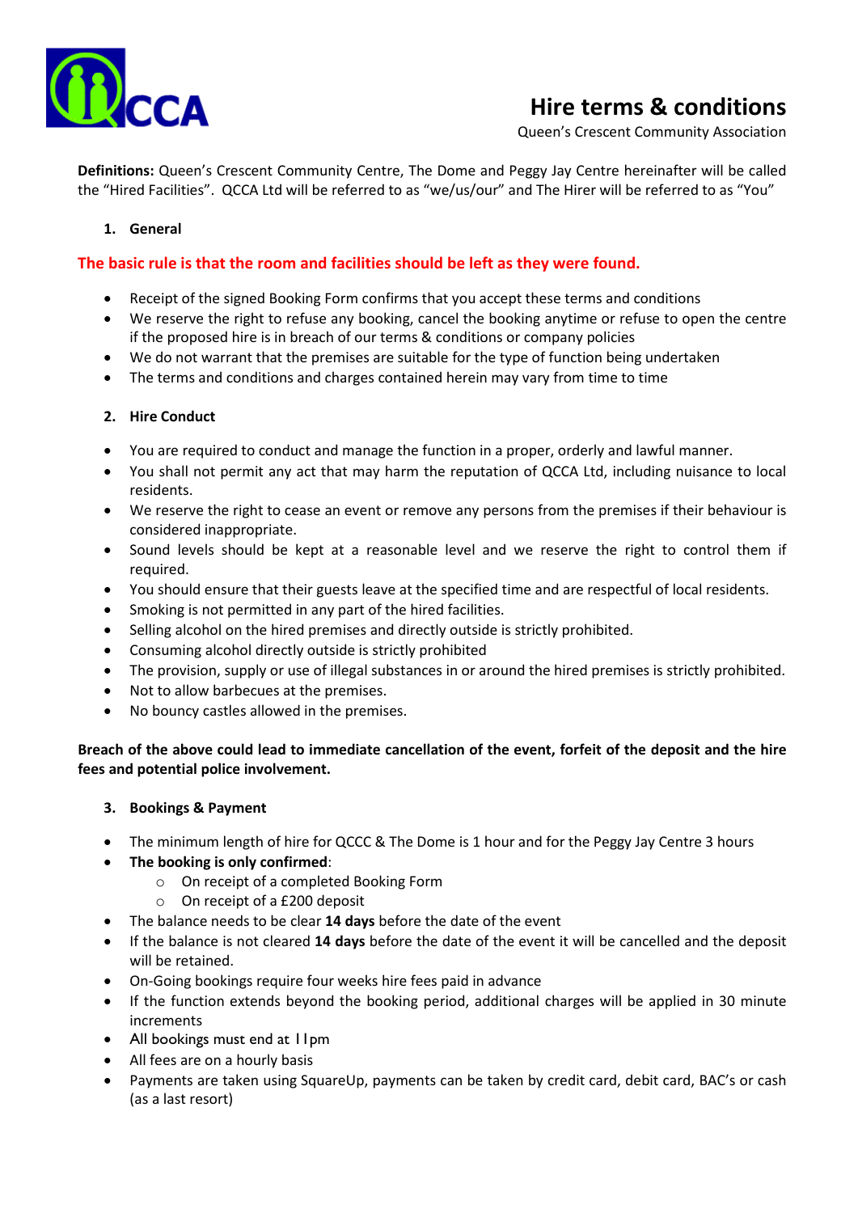# Hire terms & conditions

Queen's Crescent Community Association

**Definitions:** Queen's Crescent Community Centre, The Dome and Peggy Jay Centre hereinafter will be called the "Hired Facilities". QCCA Ltd will be referred to as "we/us/our" and The Hirer will be referred to as "You"

## 1. General

**The basic rule is that the room and facilities should be left as they were found.**

- Receipt of the signed Booking Form confirms that you accept these terms and conditions
- We reserve the right to refuse any booking, cancel the booking anytime or refuse to open the centre if the proposed hire is in breach of our terms & conditions or company policies
- We do not warrant that the premises are suitable for the type of function being undertaken
- The terms and conditions and charges contained herein may vary from time to time

## 2. Hire Conduct

- You are required to conduct and manage the function in a proper, orderly and lawful manner.
- You shall not permit any act that may harm the reputation of QCCA Ltd, including nuisance to local residents.
- We reserve the right to cease an event or remove any persons from the premises if their behaviour is considered inappropriate.
- Sound levels should be kept at a reasonable level and we reserve the right to control them if required.
- You should ensure that their guests leave at the specified time and are respectful of local residents.
- Smoking is not permitted in any part of the hired facilities.
- Selling alcohol on the hired premises and directly outside is strictly prohibited.
- Consuming alcohol directly outside is strictly prohibited
- The provision, supply or use of illegal substances in or around the hired premises is strictly prohibited.
- Not to allow barbecues at the premises.
- No bouncy castles allowed in the premises.

**Breach of the above could lead to immediate cancellation of the event, forfeit of the deposit and the hire fees and potential police involvement.**

## 3. Bookings & Payment

- The minimum length of hire for QCCC & The Dome is 1 hour and for the Peggy Jay Centre 3 hours
- **The booking is only confirmed**:
  - On receipt of a completed Booking Form
  - On receipt of a £200 deposit
- The balance needs to be clear **14 days** before the date of the event
- If the balance is not cleared **14 days** before the date of the event it will be cancelled and the deposit will be retained.
- On-Going bookings require four weeks hire fees paid in advance
- If the function extends beyond the booking period, additional charges will be applied in 30 minute increments
- All bookings must end at 11pm
- All fees are on a hourly basis
- Payments are taken using SquareUp, payments can be taken by credit card, debit card, BAC's or cash (as a last resort)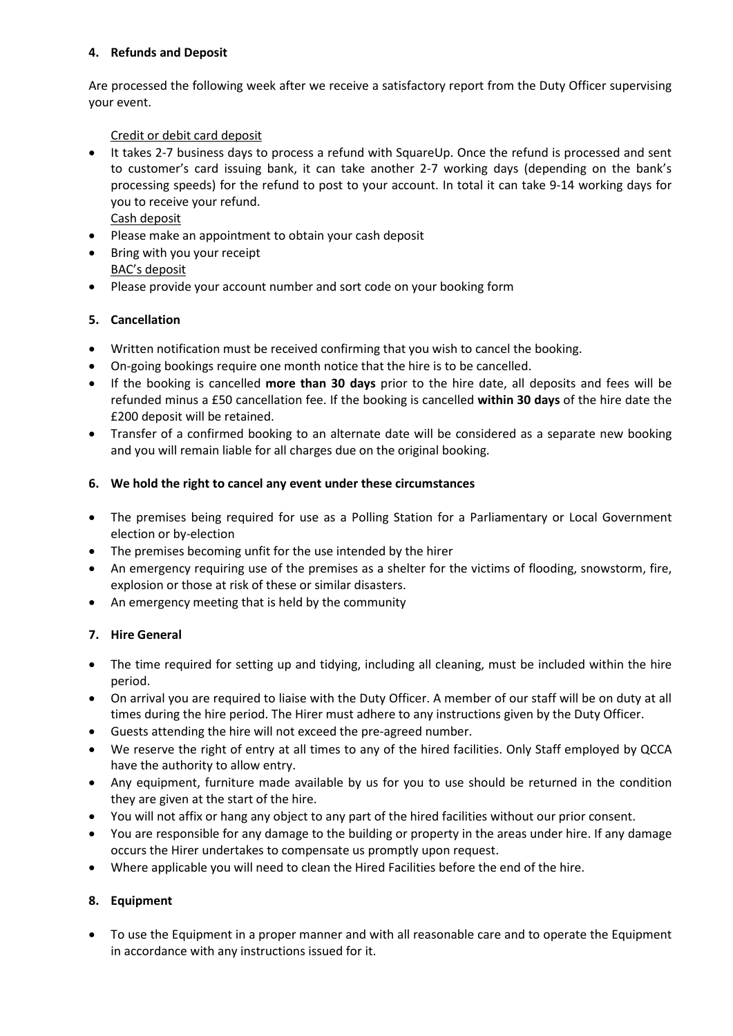**4. Refunds and Deposit**

Are processed the following week after we receive a satisfactory report from the Duty Officer supervising your event.

Credit or debit card deposit

- It takes 2-7 business days to process a refund with SquareUp. Once the refund is processed and sent to customer's card issuing bank, it can take another 2-7 working days (depending on the bank's processing speeds) for the refund to post to your account. In total it can take 9-14 working days for you to receive your refund.

Cash deposit

- Please make an appointment to obtain your cash deposit
- Bring with you your receipt

BAC's deposit

- Please provide your account number and sort code on your booking form

**5. Cancellation**

- Written notification must be received confirming that you wish to cancel the booking.
- On-going bookings require one month notice that the hire is to be cancelled.
- If the booking is cancelled **more than 30 days** prior to the hire date, all deposits and fees will be refunded minus a £50 cancellation fee. If the booking is cancelled **within 30 days** of the hire date the £200 deposit will be retained.
- Transfer of a confirmed booking to an alternate date will be considered as a separate new booking and you will remain liable for all charges due on the original booking.

**6. We hold the right to cancel any event under these circumstances**

- The premises being required for use as a Polling Station for a Parliamentary or Local Government election or by-election
- The premises becoming unfit for the use intended by the hirer
- An emergency requiring use of the premises as a shelter for the victims of flooding, snowstorm, fire, explosion or those at risk of these or similar disasters.
- An emergency meeting that is held by the community

**7. Hire General**

- The time required for setting up and tidying, including all cleaning, must be included within the hire period.
- On arrival you are required to liaise with the Duty Officer. A member of our staff will be on duty at all times during the hire period. The Hirer must adhere to any instructions given by the Duty Officer.
- Guests attending the hire will not exceed the pre-agreed number.
- We reserve the right of entry at all times to any of the hired facilities. Only Staff employed by QCCA have the authority to allow entry.
- Any equipment, furniture made available by us for you to use should be returned in the condition they are given at the start of the hire.
- You will not affix or hang any object to any part of the hired facilities without our prior consent.
- You are responsible for any damage to the building or property in the areas under hire. If any damage occurs the Hirer undertakes to compensate us promptly upon request.
- Where applicable you will need to clean the Hired Facilities before the end of the hire.

**8. Equipment**

- To use the Equipment in a proper manner and with all reasonable care and to operate the Equipment in accordance with any instructions issued for it.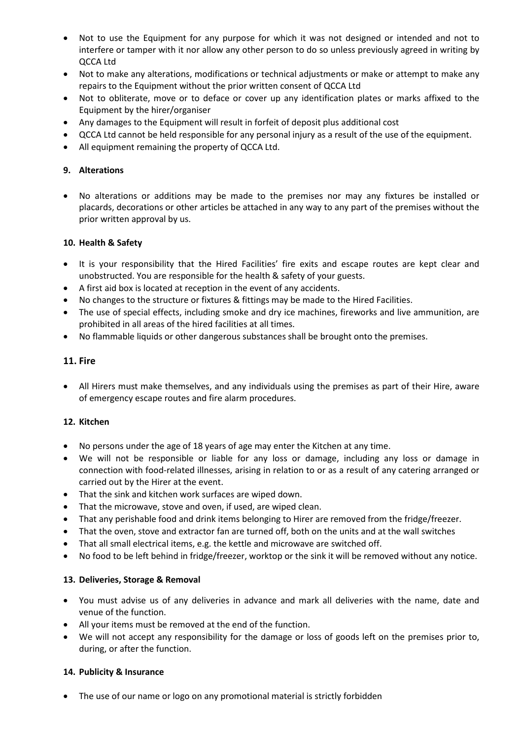- Not to use the Equipment for any purpose for which it was not designed or intended and not to interfere or tamper with it nor allow any other person to do so unless previously agreed in writing by QCCA Ltd
- Not to make any alterations, modifications or technical adjustments or make or attempt to make any repairs to the Equipment without the prior written consent of QCCA Ltd
- Not to obliterate, move or to deface or cover up any identification plates or marks affixed to the Equipment by the hirer/organiser
- Any damages to the Equipment will result in forfeit of deposit plus additional cost
- QCCA Ltd cannot be held responsible for any personal injury as a result of the use of the equipment.
- All equipment remaining the property of QCCA Ltd.

## 9. Alterations

- No alterations or additions may be made to the premises nor may any fixtures be installed or placards, decorations or other articles be attached in any way to any part of the premises without the prior written approval by us.

## 10. Health & Safety

- It is your responsibility that the Hired Facilities' fire exits and escape routes are kept clear and unobstructed. You are responsible for the health & safety of your guests.
- A first aid box is located at reception in the event of any accidents.
- No changes to the structure or fixtures & fittings may be made to the Hired Facilities.
- The use of special effects, including smoke and dry ice machines, fireworks and live ammunition, are prohibited in all areas of the hired facilities at all times.
- No flammable liquids or other dangerous substances shall be brought onto the premises.

## 11. Fire

- All Hirers must make themselves, and any individuals using the premises as part of their Hire, aware of emergency escape routes and fire alarm procedures.

## 12. Kitchen

- No persons under the age of 18 years of age may enter the Kitchen at any time.
- We will not be responsible or liable for any loss or damage, including any loss or damage in connection with food-related illnesses, arising in relation to or as a result of any catering arranged or carried out by the Hirer at the event.
- That the sink and kitchen work surfaces are wiped down.
- That the microwave, stove and oven, if used, are wiped clean.
- That any perishable food and drink items belonging to Hirer are removed from the fridge/freezer.
- That the oven, stove and extractor fan are turned off, both on the units and at the wall switches
- That all small electrical items, e.g. the kettle and microwave are switched off.
- No food to be left behind in fridge/freezer, worktop or the sink it will be removed without any notice.

## 13. Deliveries, Storage & Removal

- You must advise us of any deliveries in advance and mark all deliveries with the name, date and venue of the function.
- All your items must be removed at the end of the function.
- We will not accept any responsibility for the damage or loss of goods left on the premises prior to, during, or after the function.

## 14. Publicity & Insurance

- The use of our name or logo on any promotional material is strictly forbidden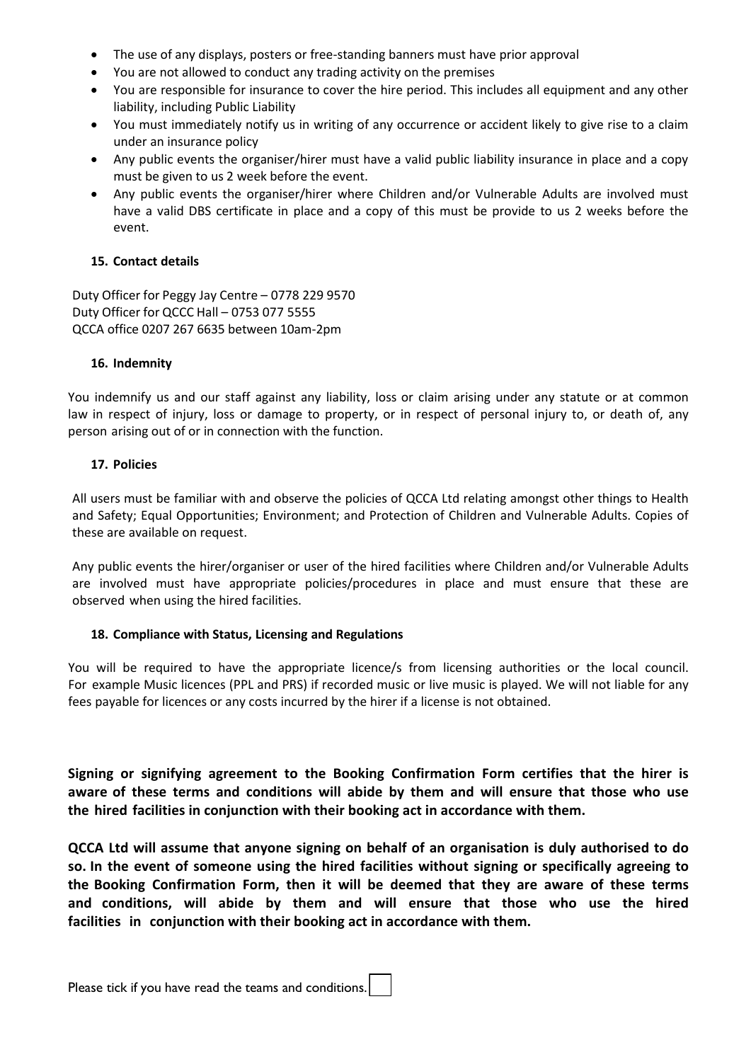- The use of any displays, posters or free-standing banners must have prior approval
- You are not allowed to conduct any trading activity on the premises
- You are responsible for insurance to cover the hire period. This includes all equipment and any other liability, including Public Liability
- You must immediately notify us in writing of any occurrence or accident likely to give rise to a claim under an insurance policy
- Any public events the organiser/hirer must have a valid public liability insurance in place and a copy must be given to us 2 week before the event.
- Any public events the organiser/hirer where Children and/or Vulnerable Adults are involved must have a valid DBS certificate in place and a copy of this must be provide to us 2 weeks before the event.

**15. Contact details**

Duty Officer for Peggy Jay Centre – 0778 229 9570
Duty Officer for QCCC Hall – 0753 077 5555
QCCA office 0207 267 6635 between 10am-2pm

**16. Indemnity**

You indemnify us and our staff against any liability, loss or claim arising under any statute or at common law in respect of injury, loss or damage to property, or in respect of personal injury to, or death of, any person arising out of or in connection with the function.

**17. Policies**

All users must be familiar with and observe the policies of QCCA Ltd relating amongst other things to Health and Safety; Equal Opportunities; Environment; and Protection of Children and Vulnerable Adults. Copies of these are available on request.

Any public events the hirer/organiser or user of the hired facilities where Children and/or Vulnerable Adults are involved must have appropriate policies/procedures in place and must ensure that these are observed when using the hired facilities.

**18. Compliance with Status, Licensing and Regulations**

You will be required to have the appropriate licence/s from licensing authorities or the local council. For example Music licences (PPL and PRS) if recorded music or live music is played. We will not liable for any fees payable for licences or any costs incurred by the hirer if a license is not obtained.

**Signing or signifying agreement to the Booking Confirmation Form certifies that the hirer is aware of these terms and conditions will abide by them and will ensure that those who use the hired facilities in conjunction with their booking act in accordance with them.**

**QCCA Ltd will assume that anyone signing on behalf of an organisation is duly authorised to do so. In the event of someone using the hired facilities without signing or specifically agreeing to the Booking Confirmation Form, then it will be deemed that they are aware of these terms and conditions, will abide by them and will ensure that those who use the hired facilities in conjunction with their booking act in accordance with them.**

Please tick if you have read the teams and conditions. ☐